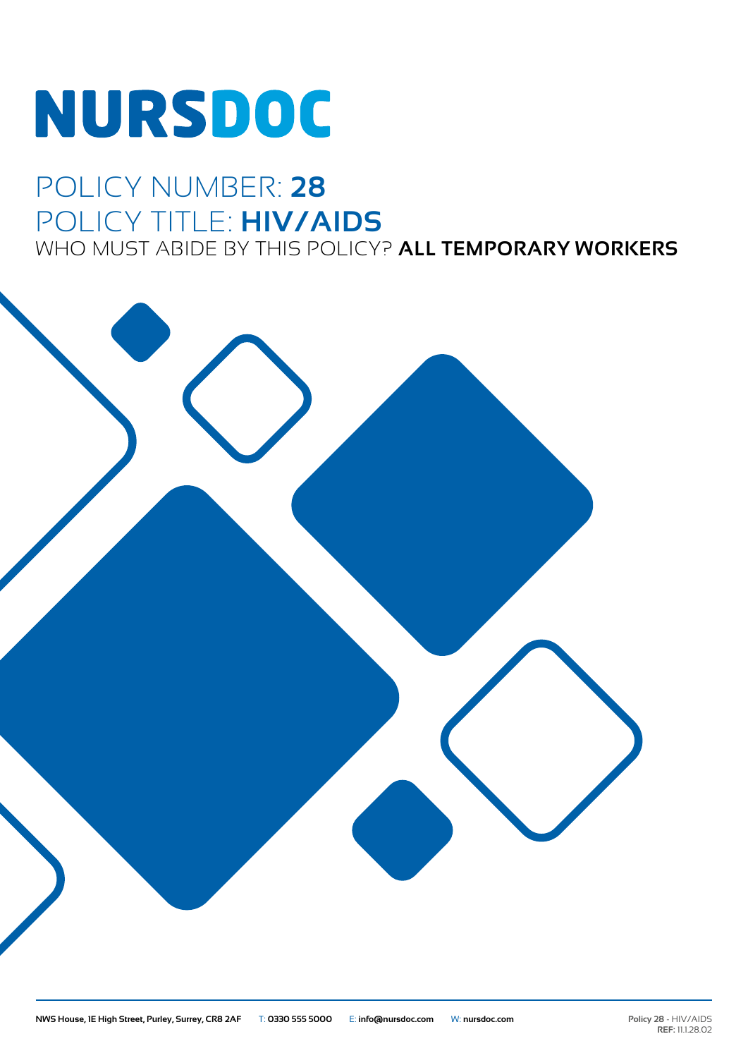# NURSDOC

## POLICY NUMBER: **28**

## POLICY TITLE: **HIV/AIDS**

WHO MUST ABIDE BY THIS POLICY? **ALL TEMPORARY WORKERS**

**NWS House, 1E High Street, Purley, Surrey, CR8 2AF** T: **0330 555 5000** E: **info@nursdoc.com** W: **nursdoc.com**

**Policy 28** - HIV/AIDS
**REF:** 11.1.28.02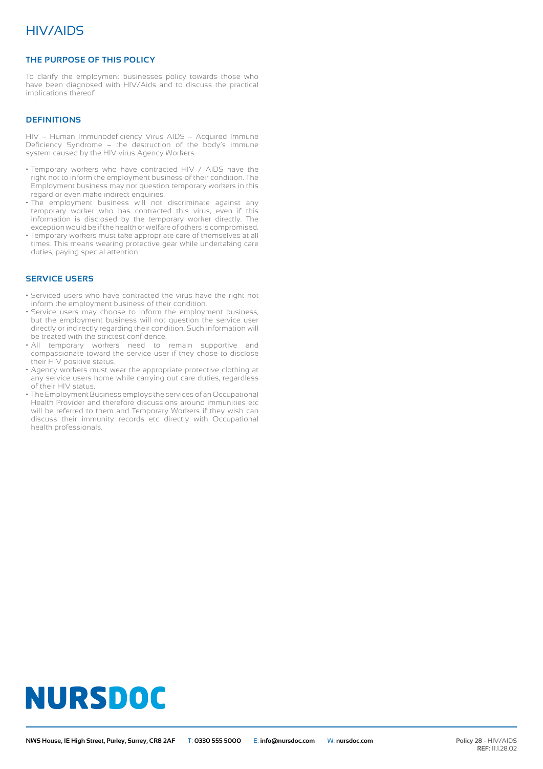# HIV/AIDS

## THE PURPOSE OF THIS POLICY

To clarify the employment businesses policy towards those who have been diagnosed with HIV/Aids and to discuss the practical implications thereof.

## DEFINITIONS

HIV – Human Immunodeficiency Virus AIDS – Acquired Immune Deficiency Syndrome – the destruction of the body's immune system caused by the HIV virus Agency Workers

- Temporary workers who have contracted HIV / AIDS have the right not to inform the employment business of their condition. The Employment business may not question temporary workers in this regard or even make indirect enquiries.
- The employment business will not discriminate against any temporary worker who has contracted this virus, even if this information is disclosed by the temporary worker directly. The exception would be if the health or welfare of others is compromised.
- Temporary workers must take appropriate care of themselves at all times. This means wearing protective gear while undertaking care duties, paying special attention

## SERVICE USERS

- Serviced users who have contracted the virus have the right not inform the employment business of their condition.
- Service users may choose to inform the employment business, but the employment business will not question the service user directly or indirectly regarding their condition. Such information will be treated with the strictest confidence.
- All temporary workers need to remain supportive and compassionate toward the service user if they chose to disclose their HIV positive status.
- Agency workers must wear the appropriate protective clothing at any service users home while carrying out care duties, regardless of their HIV status.
- The Employment Business employs the services of an Occupational Health Provider and therefore discussions around immunities etc will be referred to them and Temporary Workers if they wish can discuss their immunity records etc directly with Occupational health professionals.

**NURSDOC**

**NWS House, 1E High Street, Purley, Surrey, CR8 2AF** T: **0330 555 5000** E: **info@nursdoc.com** W: **nursdoc.com**

**Policy 28** - HIV/AIDS
**REF:** 11.1.28.02